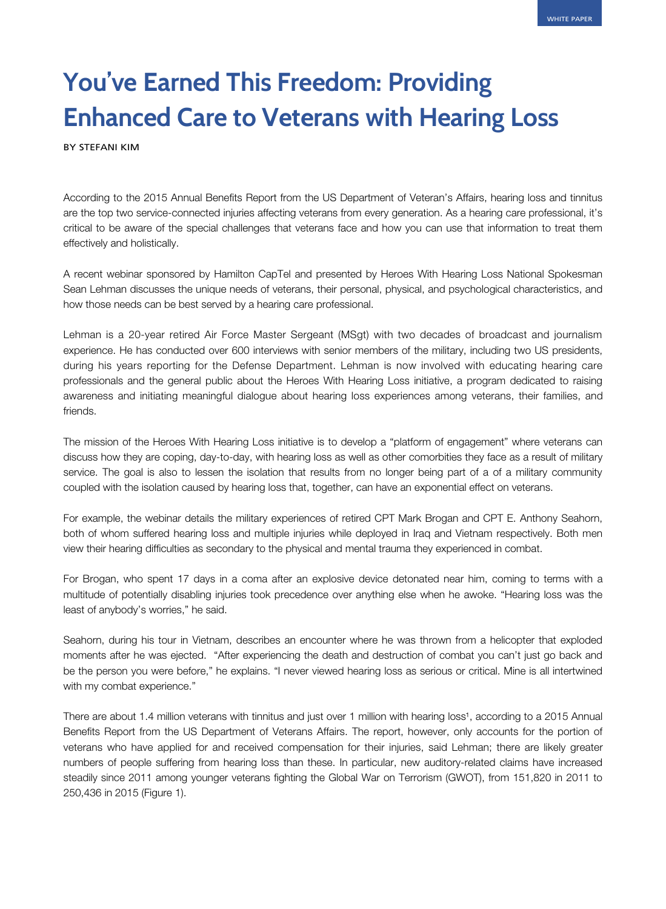WHITE PAPER

# You've Earned This Freedom: Providing Enhanced Care to Veterans with Hearing Loss

BY STEFANI KIM

According to the 2015 Annual Benefits Report from the US Department of Veteran's Affairs, hearing loss and tinnitus are the top two service-connected injuries affecting veterans from every generation. As a hearing care professional, it's critical to be aware of the special challenges that veterans face and how you can use that information to treat them effectively and holistically.

A recent webinar sponsored by Hamilton CapTel and presented by Heroes With Hearing Loss National Spokesman Sean Lehman discusses the unique needs of veterans, their personal, physical, and psychological characteristics, and how those needs can be best served by a hearing care professional.

Lehman is a 20-year retired Air Force Master Sergeant (MSgt) with two decades of broadcast and journalism experience. He has conducted over 600 interviews with senior members of the military, including two US presidents, during his years reporting for the Defense Department. Lehman is now involved with educating hearing care professionals and the general public about the Heroes With Hearing Loss initiative, a program dedicated to raising awareness and initiating meaningful dialogue about hearing loss experiences among veterans, their families, and friends.

The mission of the Heroes With Hearing Loss initiative is to develop a "platform of engagement" where veterans can discuss how they are coping, day-to-day, with hearing loss as well as other comorbities they face as a result of military service. The goal is also to lessen the isolation that results from no longer being part of a of a military community coupled with the isolation caused by hearing loss that, together, can have an exponential effect on veterans.

For example, the webinar details the military experiences of retired CPT Mark Brogan and CPT E. Anthony Seahorn, both of whom suffered hearing loss and multiple injuries while deployed in Iraq and Vietnam respectively. Both men view their hearing difficulties as secondary to the physical and mental trauma they experienced in combat.

For Brogan, who spent 17 days in a coma after an explosive device detonated near him, coming to terms with a multitude of potentially disabling injuries took precedence over anything else when he awoke. "Hearing loss was the least of anybody's worries," he said.

Seahorn, during his tour in Vietnam, describes an encounter where he was thrown from a helicopter that exploded moments after he was ejected. "After experiencing the death and destruction of combat you can't just go back and be the person you were before," he explains. "I never viewed hearing loss as serious or critical. Mine is all intertwined with my combat experience."

There are about 1.4 million veterans with tinnitus and just over 1 million with hearing loss[1], according to a 2015 Annual Benefits Report from the US Department of Veterans Affairs. The report, however, only accounts for the portion of veterans who have applied for and received compensation for their injuries, said Lehman; there are likely greater numbers of people suffering from hearing loss than these. In particular, new auditory-related claims have increased steadily since 2011 among younger veterans fighting the Global War on Terrorism (GWOT), from 151,820 in 2011 to 250,436 in 2015 (Figure 1).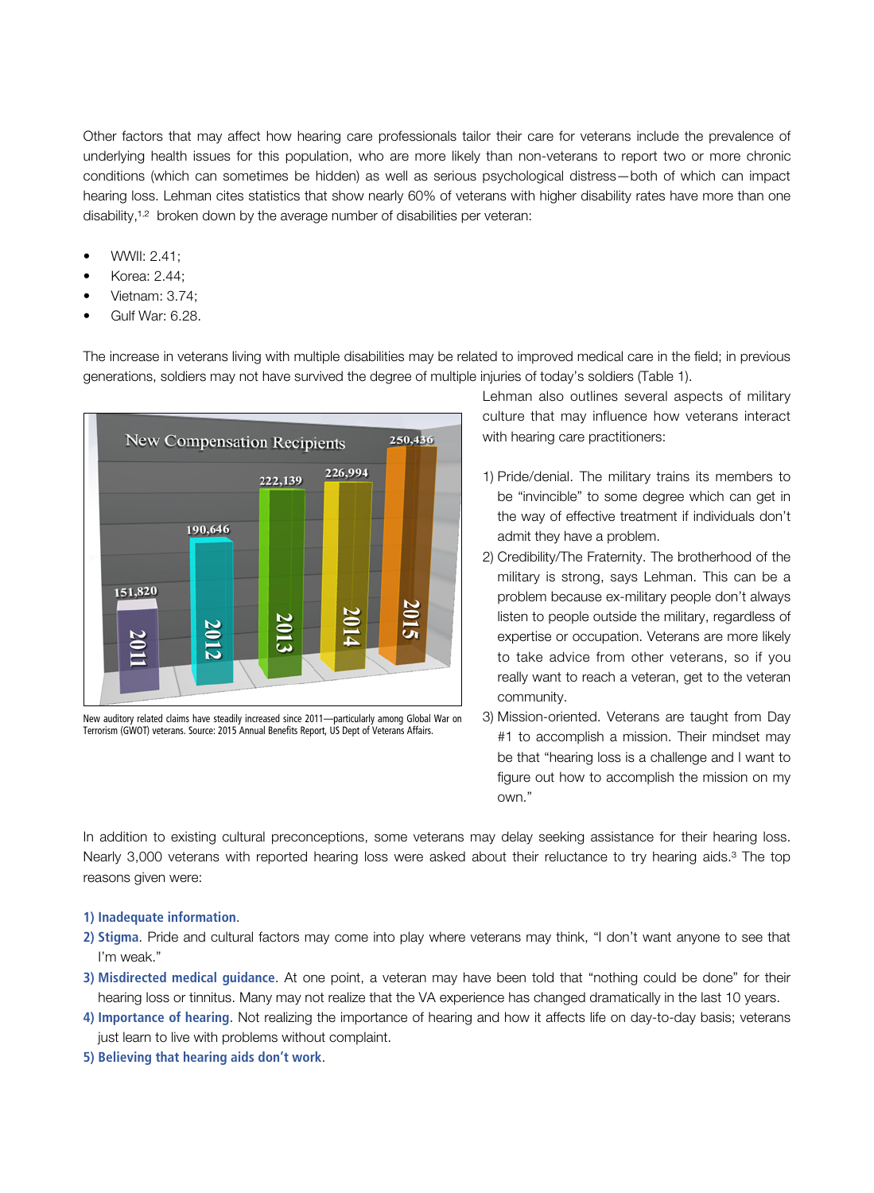Other factors that may affect how hearing care professionals tailor their care for veterans include the prevalence of underlying health issues for this population, who are more likely than non-veterans to report two or more chronic conditions (which can sometimes be hidden) as well as serious psychological distress—both of which can impact hearing loss. Lehman cites statistics that show nearly 60% of veterans with higher disability rates have more than one disability,[1,2] broken down by the average number of disabilities per veteran:

- WWII: 2.41;
- Korea: 2.44;
- Vietnam: 3.74;
- Gulf War: 6.28.

The increase in veterans living with multiple disabilities may be related to improved medical care in the field; in previous generations, soldiers may not have survived the degree of multiple injuries of today's soldiers (Table 1).

New Compensation Recipients

151,820
2011
190,646
2012
222,139
2013
226,994
2014
250,436
2015

New auditory related claims have steadily increased since 2011—particularly among Global War on Terrorism (GWOT) veterans. Source: 2015 Annual Benefits Report, US Dept of Veterans Affairs.

Lehman also outlines several aspects of military culture that may influence how veterans interact with hearing care practitioners:

1) Pride/denial. The military trains its members to be "invincible" to some degree which can get in the way of effective treatment if individuals don't admit they have a problem.
2) Credibility/The Fraternity. The brotherhood of the military is strong, says Lehman. This can be a problem because ex-military people don't always listen to people outside the military, regardless of expertise or occupation. Veterans are more likely to take advice from other veterans, so if you really want to reach a veteran, get to the veteran community.
3) Mission-oriented. Veterans are taught from Day #1 to accomplish a mission. Their mindset may be that "hearing loss is a challenge and I want to figure out how to accomplish the mission on my own."

In addition to existing cultural preconceptions, some veterans may delay seeking assistance for their hearing loss. Nearly 3,000 veterans with reported hearing loss were asked about their reluctance to try hearing aids.[3] The top reasons given were:

1) **Inadequate information**.
2) **Stigma**. Pride and cultural factors may come into play where veterans may think, "I don't want anyone to see that I'm weak."
3) **Misdirected medical guidance**. At one point, a veteran may have been told that "nothing could be done" for their hearing loss or tinnitus. Many may not realize that the VA experience has changed dramatically in the last 10 years.
4) **Importance of hearing**. Not realizing the importance of hearing and how it affects life on day-to-day basis; veterans just learn to live with problems without complaint.
5) **Believing that hearing aids don't work**.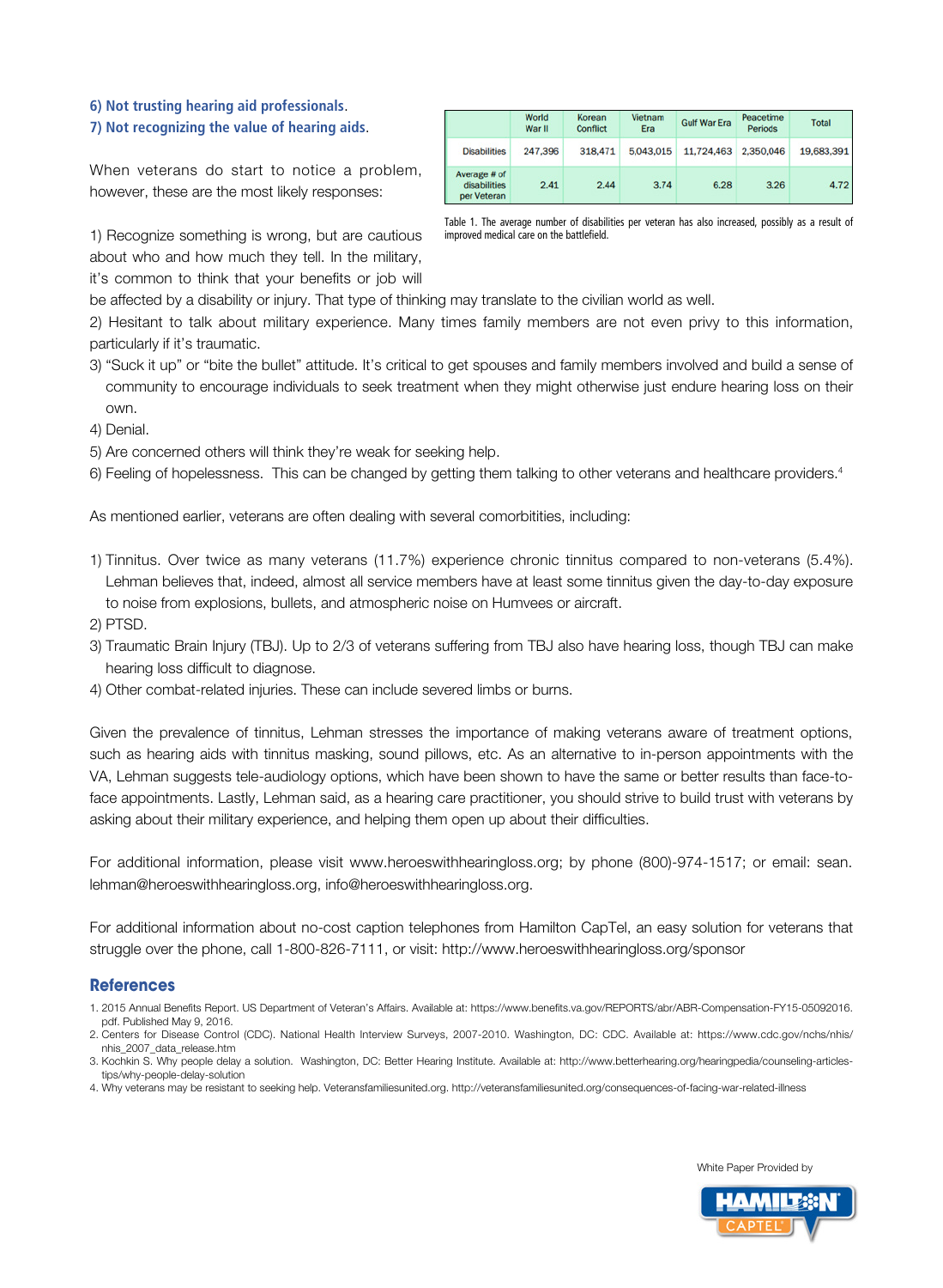**6) Not trusting hearing aid professionals.**
**7) Not recognizing the value of hearing aids.**

| | World War II | Korean Conflict | Vietnam Era | Gulf War Era | Peacetime Periods | Total |
|---|---|---|---|---|---|---|
| Disabilities | 247,396 | 318,471 | 5,043,015 | 11,724,463 | 2,350,046 | 19,683,391 |
| Average # of disabilities per Veteran | 2.41 | 2.44 | 3.74 | 6.28 | 3.26 | 4.72 |

Table 1. The average number of disabilities per veteran has also increased, possibly as a result of improved medical care on the battlefield.

When veterans do start to notice a problem, however, these are the most likely responses:

1) Recognize something is wrong, but are cautious about who and how much they tell. In the military, it's common to think that your benefits or job will be affected by a disability or injury. That type of thinking may translate to the civilian world as well.
2) Hesitant to talk about military experience. Many times family members are not even privy to this information, particularly if it's traumatic.
3) "Suck it up" or "bite the bullet" attitude. It's critical to get spouses and family members involved and build a sense of community to encourage individuals to seek treatment when they might otherwise just endure hearing loss on their own.
4) Denial.
5) Are concerned others will think they're weak for seeking help.
6) Feeling of hopelessness. This can be changed by getting them talking to other veterans and healthcare providers.[4]

As mentioned earlier, veterans are often dealing with several comorbitities, including:

1) Tinnitus. Over twice as many veterans (11.7%) experience chronic tinnitus compared to non-veterans (5.4%). Lehman believes that, indeed, almost all service members have at least some tinnitus given the day-to-day exposure to noise from explosions, bullets, and atmospheric noise on Humvees or aircraft.
2) PTSD.
3) Traumatic Brain Injury (TBJ). Up to 2/3 of veterans suffering from TBJ also have hearing loss, though TBJ can make hearing loss difficult to diagnose.
4) Other combat-related injuries. These can include severed limbs or burns.

Given the prevalence of tinnitus, Lehman stresses the importance of making veterans aware of treatment options, such as hearing aids with tinnitus masking, sound pillows, etc. As an alternative to in-person appointments with the VA, Lehman suggests tele-audiology options, which have been shown to have the same or better results than face-to-face appointments. Lastly, Lehman said, as a hearing care practitioner, you should strive to build trust with veterans by asking about their military experience, and helping them open up about their difficulties.

For additional information, please visit www.heroeswithhearingloss.org; by phone (800)-974-1517; or email: sean.lehman@heroeswithhearingloss.org, info@heroeswithhearingloss.org.

For additional information about no-cost caption telephones from Hamilton CapTel, an easy solution for veterans that struggle over the phone, call 1-800-826-7111, or visit: http://www.heroeswithhearingloss.org/sponsor

## References

1. 2015 Annual Benefits Report. US Department of Veteran's Affairs. Available at: https://www.benefits.va.gov/REPORTS/abr/ABR-Compensation-FY15-05092016.pdf. Published May 9, 2016.
2. Centers for Disease Control (CDC). National Health Interview Surveys, 2007-2010. Washington, DC: CDC. Available at: https://www.cdc.gov/nchs/nhis/nhis_2007_data_release.htm
3. Kochkin S. Why people delay a solution. Washington, DC: Better Hearing Institute. Available at: http://www.betterhearing.org/hearingpedia/counseling-articles-tips/why-people-delay-solution
4. Why veterans may be resistant to seeking help. Veteransfamiliesunited.org. http://veteransfamiliesunited.org/consequences-of-facing-war-related-illness

White Paper Provided by

HAMILTON CAPTEL